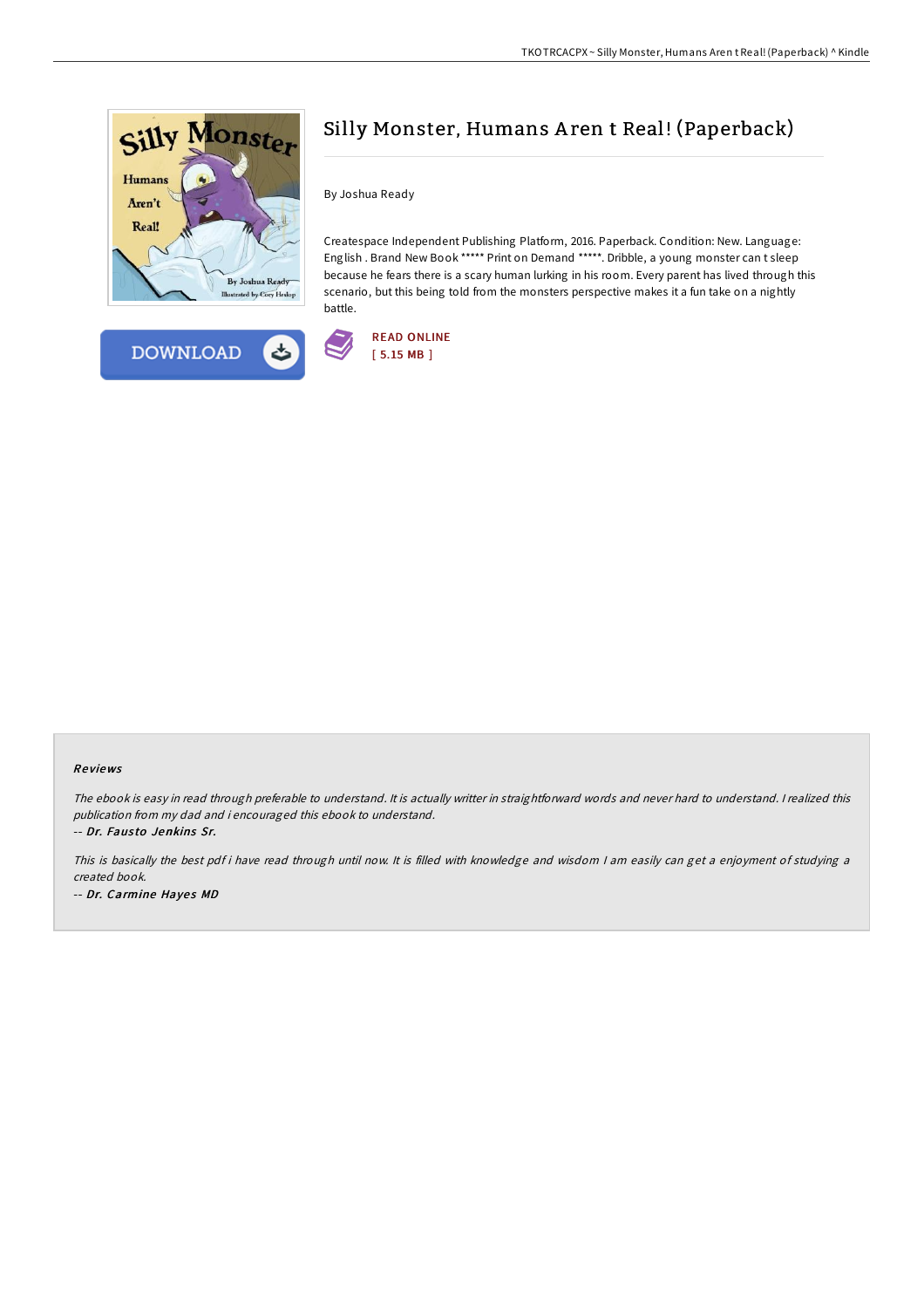# Silly Monster, Humans Aren t Real! (Paperback)

By Joshua Ready

Createspace Independent Publishing Platform, 2016. Paperback. Condition: New. Language: English . Brand New Book ***** Print on Demand *****. Dribble, a young monster can t sleep because he fears there is a scary human lurking in his room. Every parent has lived through this scenario, but this being told from the monsters perspective makes it a fun take on a nightly battle.

READ ONLINE
[ 5.15 MB ]

### Reviews

*The ebook is easy in read through preferable to understand. It is actually writter in straightforward words and never hard to understand. I realized this publication from my dad and i encouraged this ebook to understand.*

*-- Dr. Fausto Jenkins Sr.*

*This is basically the best pdf i have read through until now. It is filled with knowledge and wisdom I am easily can get a enjoyment of studying a created book.*

*-- Dr. Carmine Hayes MD*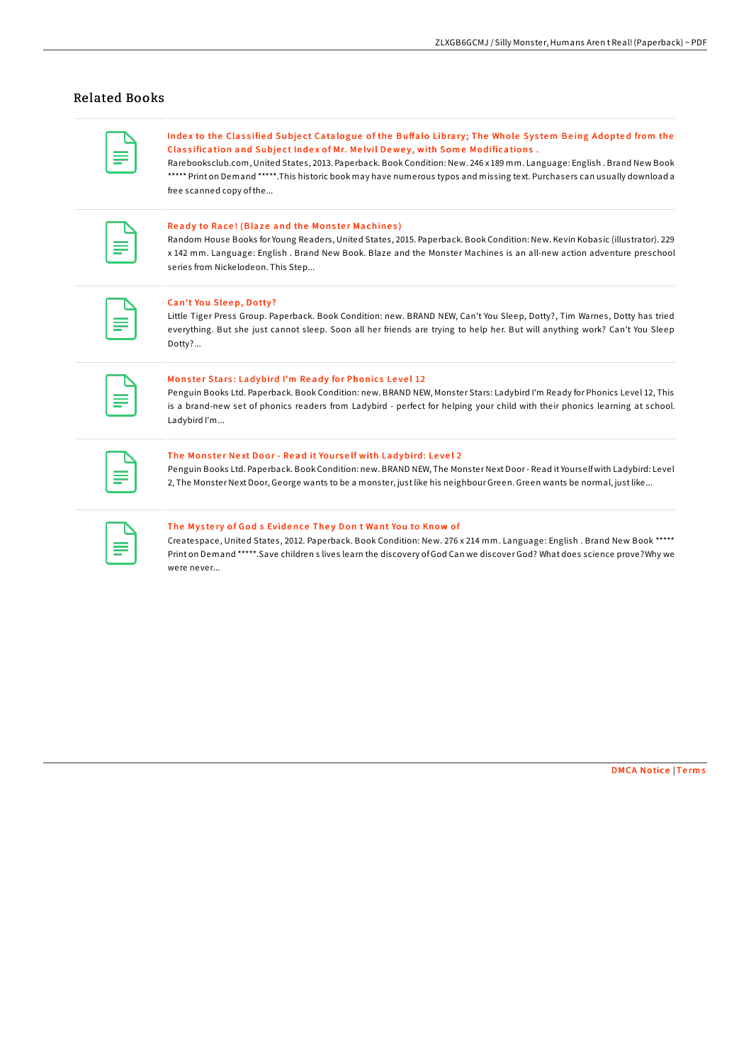## Related Books

### Index to the Classified Subject Catalogue of the Buffalo Library; The Whole System Being Adopted from the Classification and Subject Index of Mr. Melvil Dewey, with Some Modifications .

Rarebooksclub.com, United States, 2013. Paperback. Book Condition: New. 246 x 189 mm. Language: English . Brand New Book ***** Print on Demand *****.This historic book may have numerous typos and missing text. Purchasers can usually download a free scanned copy of the...

### Ready to Race! (Blaze and the Monster Machines)

Random House Books for Young Readers, United States, 2015. Paperback. Book Condition: New. Kevin Kobasic (illustrator). 229 x 142 mm. Language: English . Brand New Book. Blaze and the Monster Machines is an all-new action adventure preschool series from Nickelodeon. This Step...

### Can't You Sleep, Dotty?

Little Tiger Press Group. Paperback. Book Condition: new. BRAND NEW, Can't You Sleep, Dotty?, Tim Warnes, Dotty has tried everything. But she just cannot sleep. Soon all her friends are trying to help her. But will anything work? Can't You Sleep Dotty?...

### Monster Stars: Ladybird I'm Ready for Phonics Level 12

Penguin Books Ltd. Paperback. Book Condition: new. BRAND NEW, Monster Stars: Ladybird I'm Ready for Phonics Level 12, This is a brand-new set of phonics readers from Ladybird - perfect for helping your child with their phonics learning at school. Ladybird I'm...

### The Monster Next Door - Read it Yourself with Ladybird: Level 2

Penguin Books Ltd. Paperback. Book Condition: new. BRAND NEW, The Monster Next Door - Read it Yourself with Ladybird: Level 2, The Monster Next Door, George wants to be a monster, just like his neighbour Green. Green wants be normal, just like...

### The Mystery of God s Evidence They Don t Want You to Know of

Createspace, United States, 2012. Paperback. Book Condition: New. 276 x 214 mm. Language: English . Brand New Book ***** Print on Demand *****.Save children s lives learn the discovery of God Can we discover God? What does science prove? Why we were never...